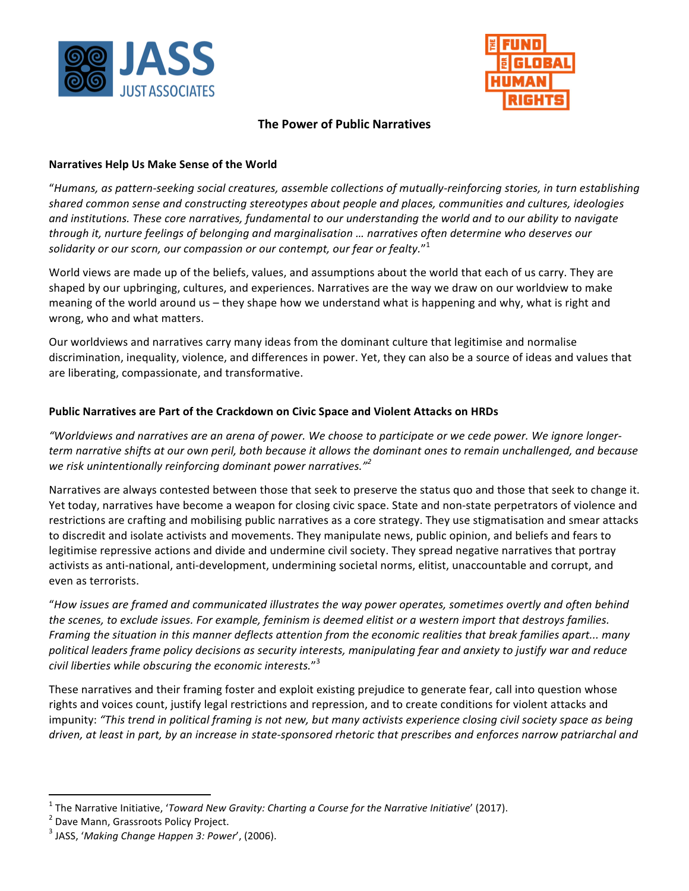# The Power of Public Narratives

## Narratives Help Us Make Sense of the World

"*Humans, as pattern-seeking social creatures, assemble collections of mutually-reinforcing stories, in turn establishing shared common sense and constructing stereotypes about people and places, communities and cultures, ideologies and institutions. These core narratives, fundamental to our understanding the world and to our ability to navigate through it, nurture feelings of belonging and marginalisation … narratives often determine who deserves our solidarity or our scorn, our compassion or our contempt, our fear or fealty.*"[1]

World views are made up of the beliefs, values, and assumptions about the world that each of us carry. They are shaped by our upbringing, cultures, and experiences. Narratives are the way we draw on our worldview to make meaning of the world around us – they shape how we understand what is happening and why, what is right and wrong, who and what matters.

Our worldviews and narratives carry many ideas from the dominant culture that legitimise and normalise discrimination, inequality, violence, and differences in power. Yet, they can also be a source of ideas and values that are liberating, compassionate, and transformative.

## Public Narratives are Part of the Crackdown on Civic Space and Violent Attacks on HRDs

*"Worldviews and narratives are an arena of power. We choose to participate or we cede power. We ignore longer-term narrative shifts at our own peril, both because it allows the dominant ones to remain unchallenged, and because we risk unintentionally reinforcing dominant power narratives."*[2]

Narratives are always contested between those that seek to preserve the status quo and those that seek to change it. Yet today, narratives have become a weapon for closing civic space. State and non-state perpetrators of violence and restrictions are crafting and mobilising public narratives as a core strategy. They use stigmatisation and smear attacks to discredit and isolate activists and movements. They manipulate news, public opinion, and beliefs and fears to legitimise repressive actions and divide and undermine civil society. They spread negative narratives that portray activists as anti-national, anti-development, undermining societal norms, elitist, unaccountable and corrupt, and even as terrorists.

"*How issues are framed and communicated illustrates the way power operates, sometimes overtly and often behind the scenes, to exclude issues. For example, feminism is deemed elitist or a western import that destroys families. Framing the situation in this manner deflects attention from the economic realities that break families apart... many political leaders frame policy decisions as security interests, manipulating fear and anxiety to justify war and reduce civil liberties while obscuring the economic interests.*"[3]

These narratives and their framing foster and exploit existing prejudice to generate fear, call into question whose rights and voices count, justify legal restrictions and repression, and to create conditions for violent attacks and impunity: *"This trend in political framing is not new, but many activists experience closing civil society space as being driven, at least in part, by an increase in state-sponsored rhetoric that prescribes and enforces narrow patriarchal and*

---

[1] The Narrative Initiative, '*Toward New Gravity: Charting a Course for the Narrative Initiative*' (2017).

[2] Dave Mann, Grassroots Policy Project.

[3] JASS, '*Making Change Happen 3: Power*', (2006).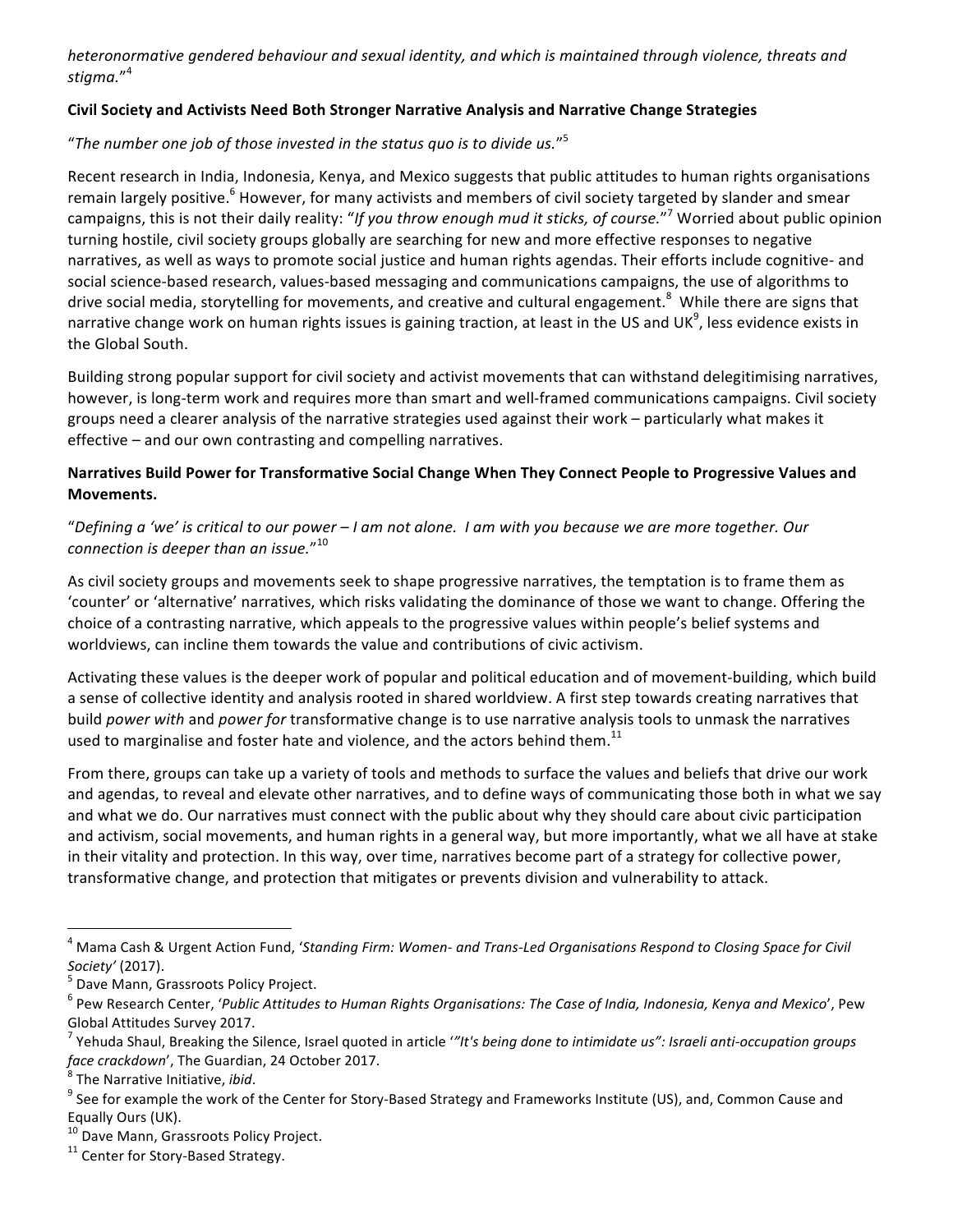*heteronormative gendered behaviour and sexual identity, and which is maintained through violence, threats and stigma.*"[4]

**Civil Society and Activists Need Both Stronger Narrative Analysis and Narrative Change Strategies**

"*The number one job of those invested in the status quo is to divide us.*"[5]

Recent research in India, Indonesia, Kenya, and Mexico suggests that public attitudes to human rights organisations remain largely positive.[6] However, for many activists and members of civil society targeted by slander and smear campaigns, this is not their daily reality: "*If you throw enough mud it sticks, of course.*"[7] Worried about public opinion turning hostile, civil society groups globally are searching for new and more effective responses to negative narratives, as well as ways to promote social justice and human rights agendas. Their efforts include cognitive- and social science-based research, values-based messaging and communications campaigns, the use of algorithms to drive social media, storytelling for movements, and creative and cultural engagement.[8] While there are signs that narrative change work on human rights issues is gaining traction, at least in the US and UK[9], less evidence exists in the Global South.

Building strong popular support for civil society and activist movements that can withstand delegitimising narratives, however, is long-term work and requires more than smart and well-framed communications campaigns. Civil society groups need a clearer analysis of the narrative strategies used against their work – particularly what makes it effective – and our own contrasting and compelling narratives.

**Narratives Build Power for Transformative Social Change When They Connect People to Progressive Values and Movements.**

"*Defining a 'we' is critical to our power – I am not alone. I am with you because we are more together. Our connection is deeper than an issue.*"[10]

As civil society groups and movements seek to shape progressive narratives, the temptation is to frame them as 'counter' or 'alternative' narratives, which risks validating the dominance of those we want to change. Offering the choice of a contrasting narrative, which appeals to the progressive values within people's belief systems and worldviews, can incline them towards the value and contributions of civic activism.

Activating these values is the deeper work of popular and political education and of movement-building, which build a sense of collective identity and analysis rooted in shared worldview. A first step towards creating narratives that build *power with* and *power for* transformative change is to use narrative analysis tools to unmask the narratives used to marginalise and foster hate and violence, and the actors behind them.[11]

From there, groups can take up a variety of tools and methods to surface the values and beliefs that drive our work and agendas, to reveal and elevate other narratives, and to define ways of communicating those both in what we say and what we do. Our narratives must connect with the public about why they should care about civic participation and activism, social movements, and human rights in a general way, but more importantly, what we all have at stake in their vitality and protection. In this way, over time, narratives become part of a strategy for collective power, transformative change, and protection that mitigates or prevents division and vulnerability to attack.

---

[4] Mama Cash & Urgent Action Fund, '*Standing Firm: Women- and Trans-Led Organisations Respond to Closing Space for Civil Society*' (2017).

[5] Dave Mann, Grassroots Policy Project.

[6] Pew Research Center, '*Public Attitudes to Human Rights Organisations: The Case of India, Indonesia, Kenya and Mexico*', Pew Global Attitudes Survey 2017.

[7] Yehuda Shaul, Breaking the Silence, Israel quoted in article '*"It's being done to intimidate us": Israeli anti-occupation groups face crackdown*', The Guardian, 24 October 2017.

[8] The Narrative Initiative, *ibid*.

[9] See for example the work of the Center for Story-Based Strategy and Frameworks Institute (US), and, Common Cause and Equally Ours (UK).

[10] Dave Mann, Grassroots Policy Project.

[11] Center for Story-Based Strategy.